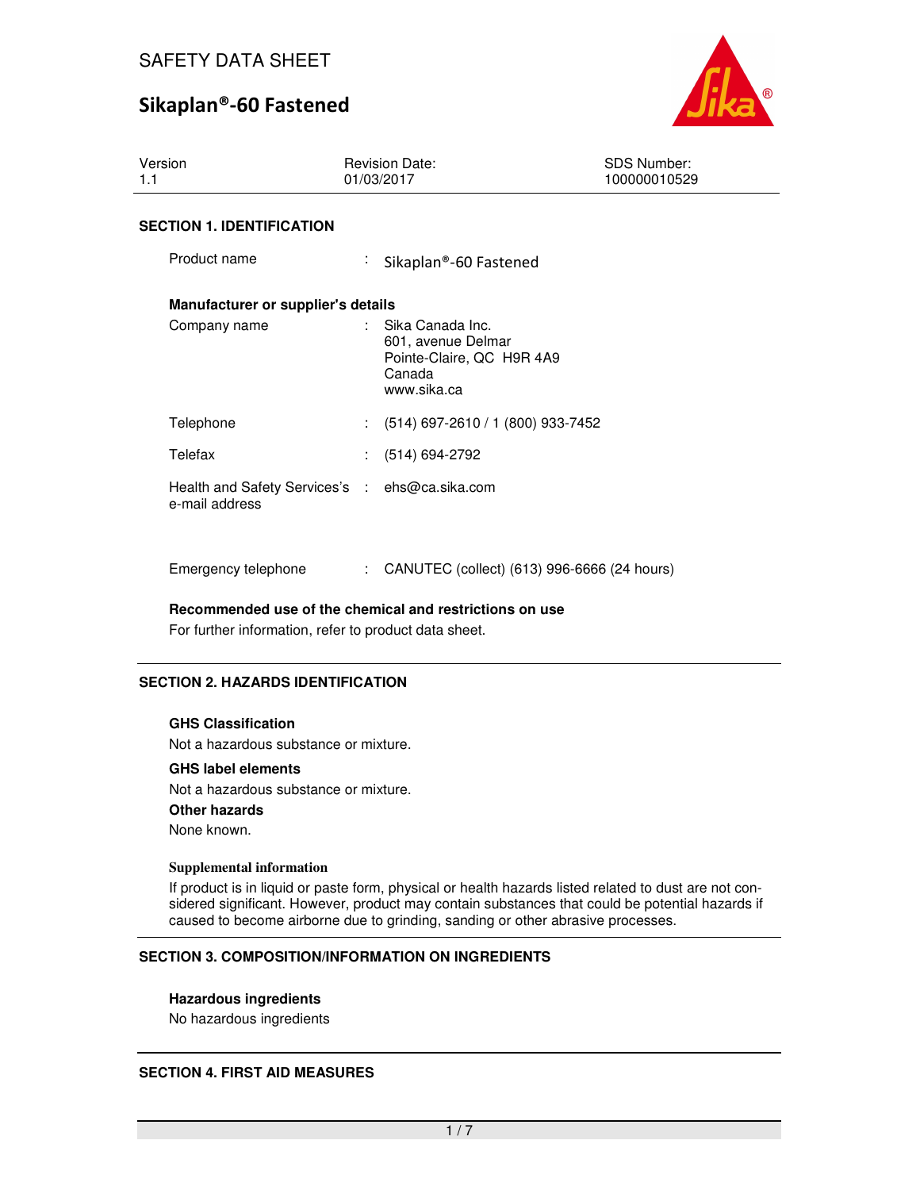SAFETY DATA SHEET

# Sikaplan®-60 Fastened

| Version | Revision Date: | SDS Number: |
| --- | --- | --- |
| 1.1 | 01/03/2017 | 100000010529 |

## SECTION 1. IDENTIFICATION

Product name : Sikaplan®-60 Fastened

**Manufacturer or supplier's details**

Company name : Sika Canada Inc.
601, avenue Delmar
Pointe-Claire, QC H9R 4A9
Canada
www.sika.ca

Telephone : (514) 697-2610 / 1 (800) 933-7452

Telefax : (514) 694-2792

Health and Safety Services's e-mail address : ehs@ca.sika.com

Emergency telephone : CANUTEC (collect) (613) 996-6666 (24 hours)

**Recommended use of the chemical and restrictions on use**

For further information, refer to product data sheet.

## SECTION 2. HAZARDS IDENTIFICATION

**GHS Classification**

Not a hazardous substance or mixture.

**GHS label elements**

Not a hazardous substance or mixture.

**Other hazards**

None known.

**Supplemental information**

If product is in liquid or paste form, physical or health hazards listed related to dust are not considered significant. However, product may contain substances that could be potential hazards if caused to become airborne due to grinding, sanding or other abrasive processes.

## SECTION 3. COMPOSITION/INFORMATION ON INGREDIENTS

**Hazardous ingredients**

No hazardous ingredients

## SECTION 4. FIRST AID MEASURES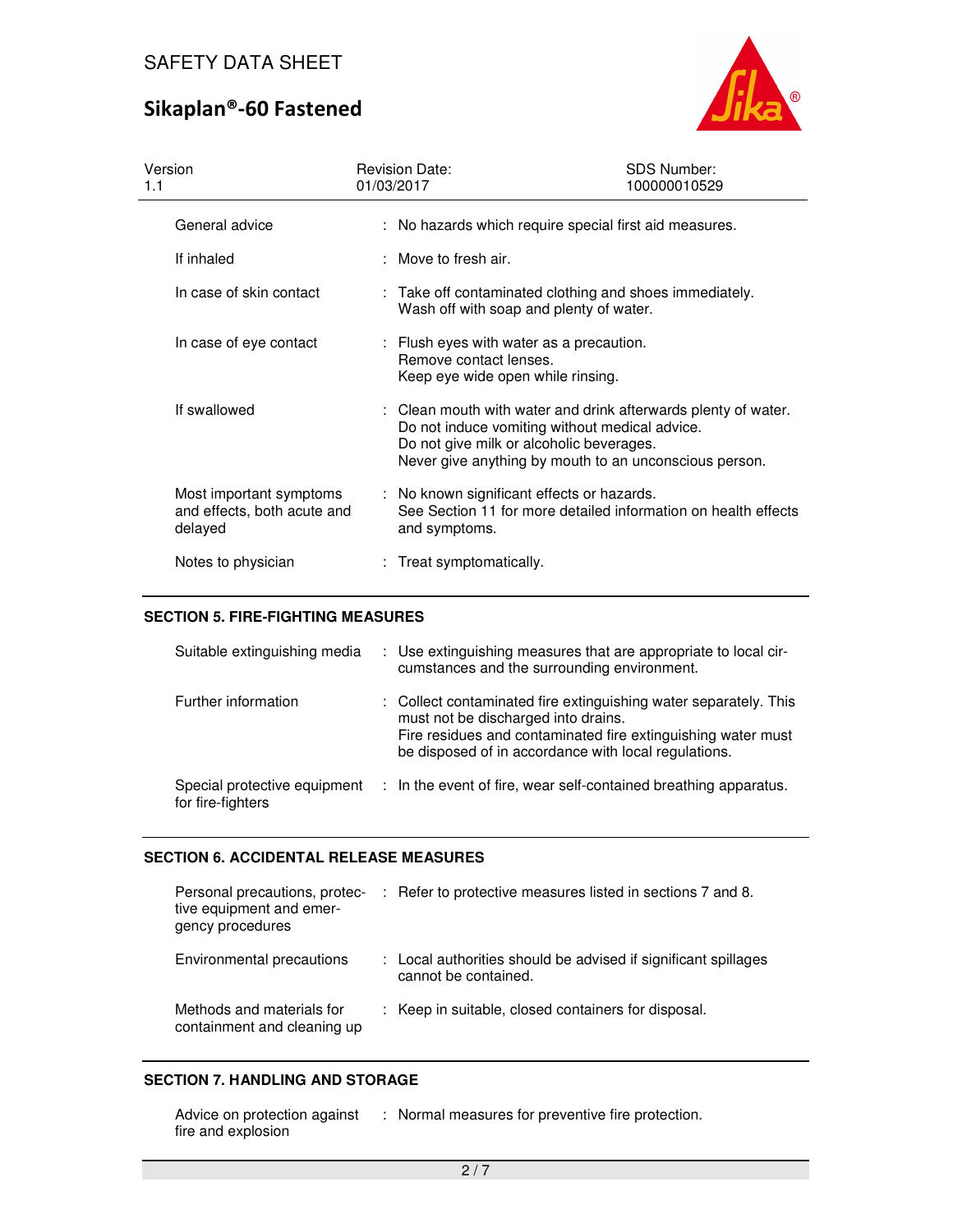| | |
|---|---|
| General advice | : No hazards which require special first aid measures. |
| If inhaled | : Move to fresh air. |
| In case of skin contact | : Take off contaminated clothing and shoes immediately.<br>Wash off with soap and plenty of water. |
| In case of eye contact | : Flush eyes with water as a precaution.<br>Remove contact lenses.<br>Keep eye wide open while rinsing. |
| If swallowed | : Clean mouth with water and drink afterwards plenty of water.<br>Do not induce vomiting without medical advice.<br>Do not give milk or alcoholic beverages.<br>Never give anything by mouth to an unconscious person. |
| Most important symptoms and effects, both acute and delayed | : No known significant effects or hazards.<br>See Section 11 for more detailed information on health effects and symptoms. |
| Notes to physician | : Treat symptomatically. |

## SECTION 5. FIRE-FIGHTING MEASURES

| | |
|---|---|
| Suitable extinguishing media | : Use extinguishing measures that are appropriate to local circumstances and the surrounding environment. |
| Further information | : Collect contaminated fire extinguishing water separately. This must not be discharged into drains.<br>Fire residues and contaminated fire extinguishing water must be disposed of in accordance with local regulations. |
| Special protective equipment for fire-fighters | : In the event of fire, wear self-contained breathing apparatus. |

## SECTION 6. ACCIDENTAL RELEASE MEASURES

| | |
|---|---|
| Personal precautions, protective equipment and emergency procedures | : Refer to protective measures listed in sections 7 and 8. |
| Environmental precautions | : Local authorities should be advised if significant spillages cannot be contained. |
| Methods and materials for containment and cleaning up | : Keep in suitable, closed containers for disposal. |

## SECTION 7. HANDLING AND STORAGE

| | |
|---|---|
| Advice on protection against fire and explosion | : Normal measures for preventive fire protection. |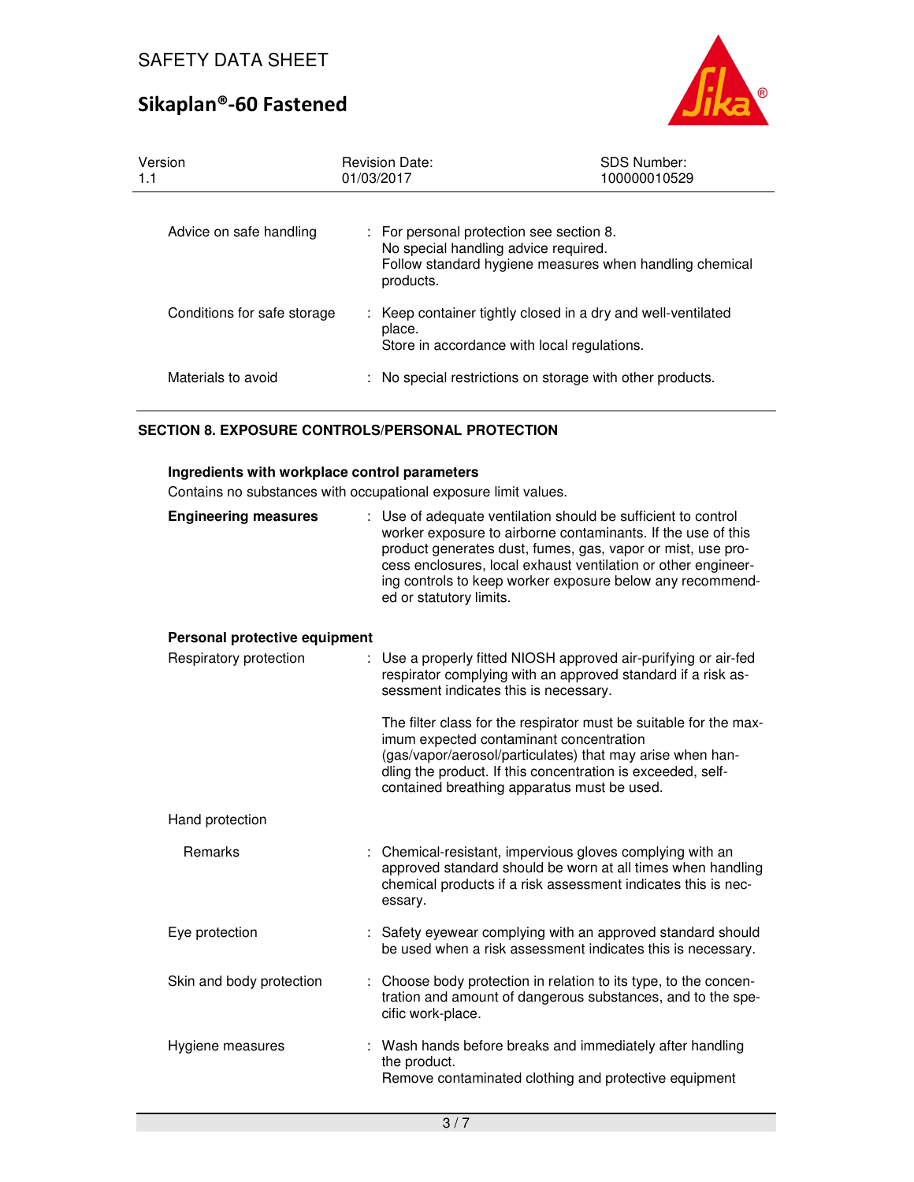| | |
|---|---|
| Advice on safe handling | : For personal protection see section 8. No special handling advice required. Follow standard hygiene measures when handling chemical products. |
| Conditions for safe storage | : Keep container tightly closed in a dry and well-ventilated place. Store in accordance with local regulations. |
| Materials to avoid | : No special restrictions on storage with other products. |

## SECTION 8. EXPOSURE CONTROLS/PERSONAL PROTECTION

### Ingredients with workplace control parameters

Contains no substances with occupational exposure limit values.

**Engineering measures** : Use of adequate ventilation should be sufficient to control worker exposure to airborne contaminants. If the use of this product generates dust, fumes, gas, vapor or mist, use process enclosures, local exhaust ventilation or other engineering controls to keep worker exposure below any recommended or statutory limits.

### Personal protective equipment

Respiratory protection : Use a properly fitted NIOSH approved air-purifying or air-fed respirator complying with an approved standard if a risk assessment indicates this is necessary.

The filter class for the respirator must be suitable for the maximum expected contaminant concentration (gas/vapor/aerosol/particulates) that may arise when handling the product. If this concentration is exceeded, self-contained breathing apparatus must be used.

Hand protection

Remarks : Chemical-resistant, impervious gloves complying with an approved standard should be worn at all times when handling chemical products if a risk assessment indicates this is necessary.

Eye protection : Safety eyewear complying with an approved standard should be used when a risk assessment indicates this is necessary.

Skin and body protection : Choose body protection in relation to its type, to the concentration and amount of dangerous substances, and to the specific work-place.

Hygiene measures : Wash hands before breaks and immediately after handling the product.
Remove contaminated clothing and protective equipment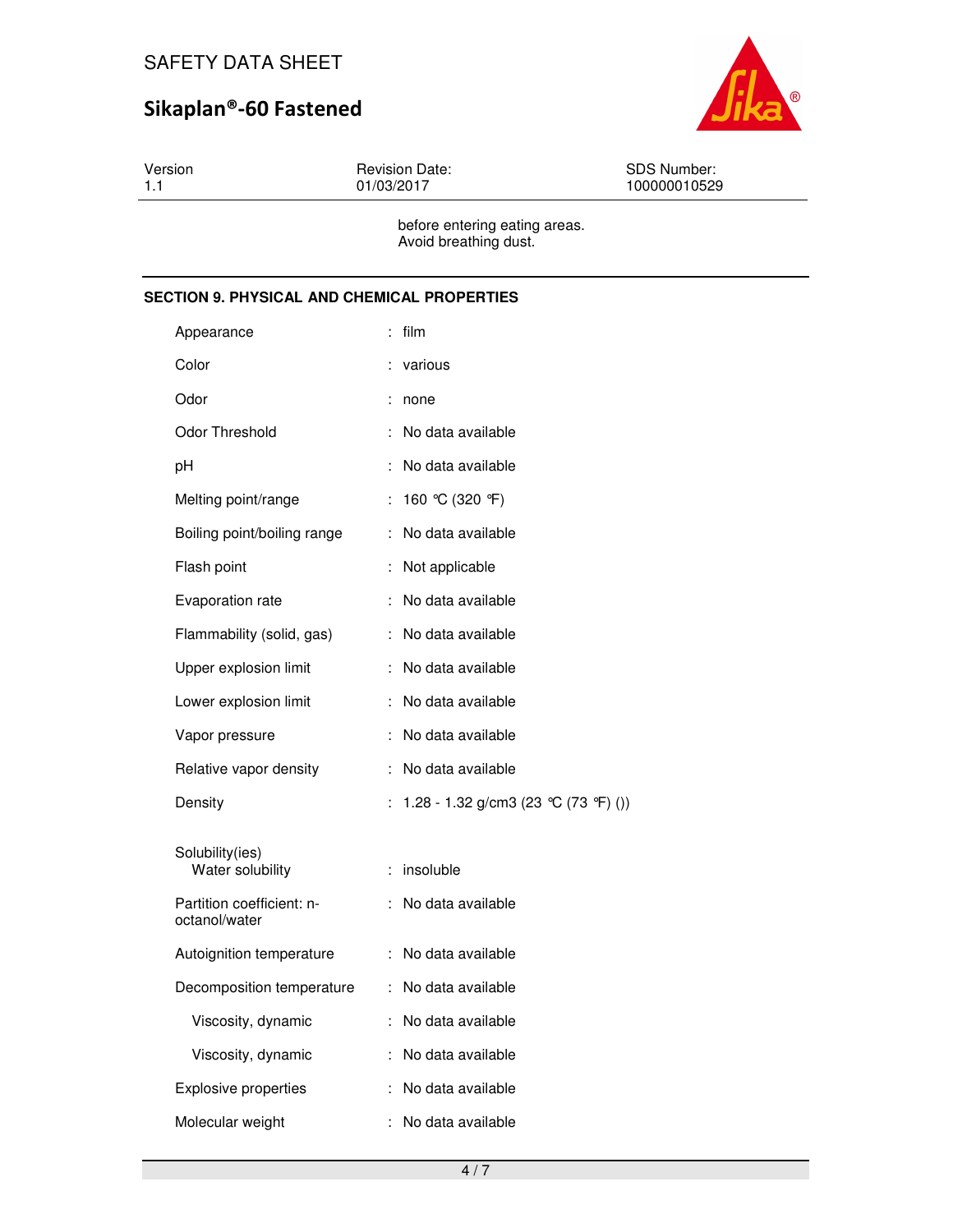before entering eating areas.
Avoid breathing dust.

## SECTION 9. PHYSICAL AND CHEMICAL PROPERTIES

| Property | Value |
|---|---|
| Appearance | film |
| Color | various |
| Odor | none |
| Odor Threshold | No data available |
| pH | No data available |
| Melting point/range | 160 °C (320 °F) |
| Boiling point/boiling range | No data available |
| Flash point | Not applicable |
| Evaporation rate | No data available |
| Flammability (solid, gas) | No data available |
| Upper explosion limit | No data available |
| Lower explosion limit | No data available |
| Vapor pressure | No data available |
| Relative vapor density | No data available |
| Density | 1.28 - 1.32 g/cm3 (23 °C (73 °F) ()) |
| Solubility(ies) | |
| Water solubility | insoluble |
| Partition coefficient: n-octanol/water | No data available |
| Autoignition temperature | No data available |
| Decomposition temperature | No data available |
| Viscosity, dynamic | No data available |
| Viscosity, dynamic | No data available |
| Explosive properties | No data available |
| Molecular weight | No data available |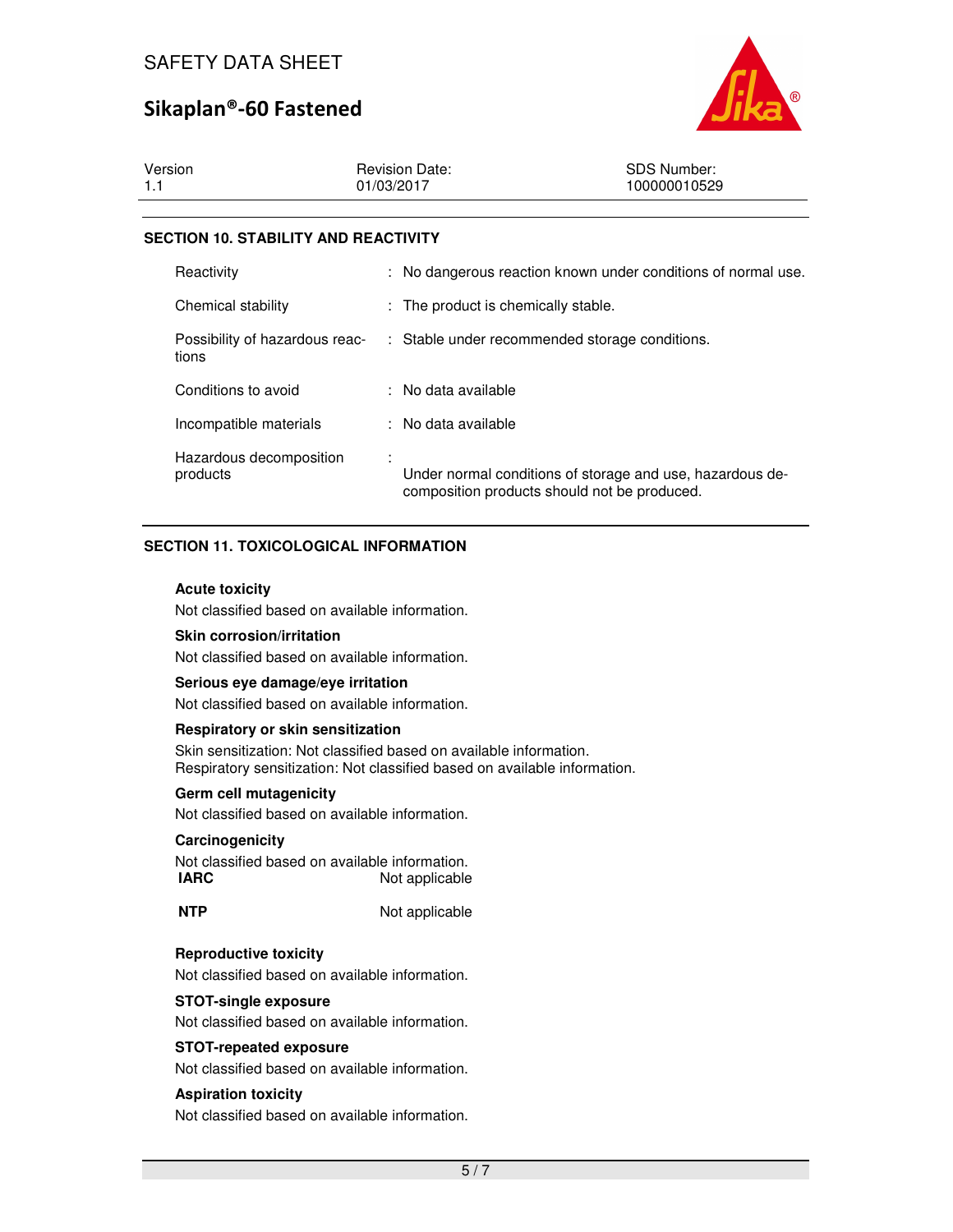## SECTION 10. STABILITY AND REACTIVITY

| | |
|---|---|
| Reactivity | : No dangerous reaction known under conditions of normal use. |
| Chemical stability | : The product is chemically stable. |
| Possibility of hazardous reactions | : Stable under recommended storage conditions. |
| Conditions to avoid | : No data available |
| Incompatible materials | : No data available |
| Hazardous decomposition products | : Under normal conditions of storage and use, hazardous decomposition products should not be produced. |

## SECTION 11. TOXICOLOGICAL INFORMATION

**Acute toxicity**

Not classified based on available information.

**Skin corrosion/irritation**

Not classified based on available information.

**Serious eye damage/eye irritation**

Not classified based on available information.

**Respiratory or skin sensitization**

Skin sensitization: Not classified based on available information.
Respiratory sensitization: Not classified based on available information.

**Germ cell mutagenicity**

Not classified based on available information.

**Carcinogenicity**

Not classified based on available information.

| | |
|---|---|
| **IARC** | Not applicable |
| **NTP** | Not applicable |

**Reproductive toxicity**

Not classified based on available information.

**STOT-single exposure**

Not classified based on available information.

**STOT-repeated exposure**

Not classified based on available information.

**Aspiration toxicity**

Not classified based on available information.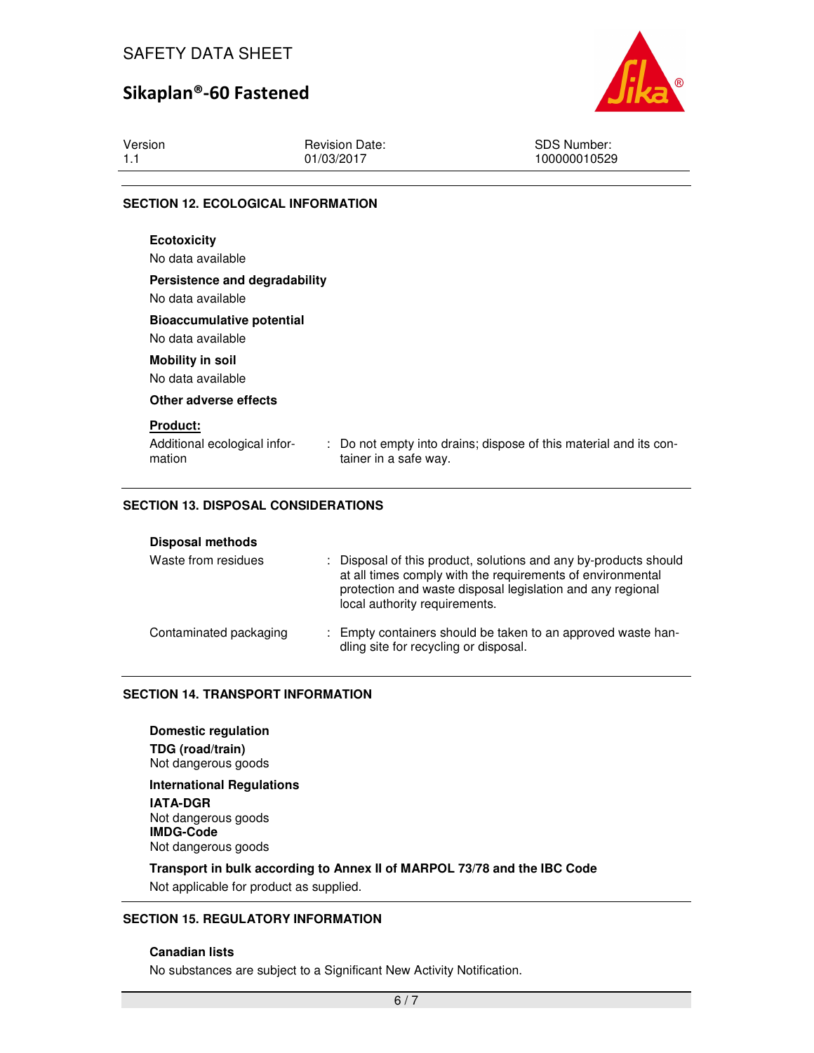## SECTION 12. ECOLOGICAL INFORMATION

**Ecotoxicity**

No data available

**Persistence and degradability**

No data available

**Bioaccumulative potential**

No data available

**Mobility in soil**

No data available

**Other adverse effects**

**Product:**

Additional ecological information : Do not empty into drains; dispose of this material and its container in a safe way.

## SECTION 13. DISPOSAL CONSIDERATIONS

**Disposal methods**

Waste from residues : Disposal of this product, solutions and any by-products should at all times comply with the requirements of environmental protection and waste disposal legislation and any regional local authority requirements.

Contaminated packaging : Empty containers should be taken to an approved waste handling site for recycling or disposal.

## SECTION 14. TRANSPORT INFORMATION

**Domestic regulation**

**TDG (road/train)**
Not dangerous goods

**International Regulations**

**IATA-DGR**
Not dangerous goods

**IMDG-Code**
Not dangerous goods

**Transport in bulk according to Annex II of MARPOL 73/78 and the IBC Code**

Not applicable for product as supplied.

## SECTION 15. REGULATORY INFORMATION

**Canadian lists**

No substances are subject to a Significant New Activity Notification.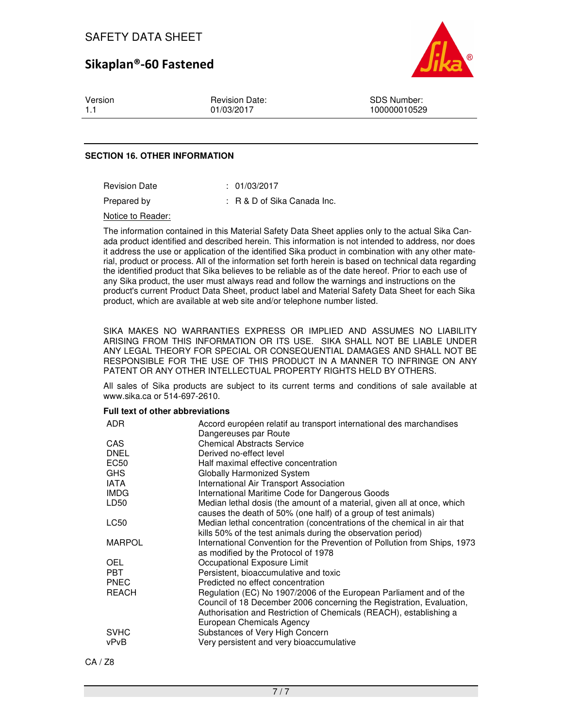## SECTION 16. OTHER INFORMATION

| | |
|---|---|
| Revision Date | : 01/03/2017 |
| Prepared by | : R & D of Sika Canada Inc. |

Notice to Reader:

The information contained in this Material Safety Data Sheet applies only to the actual Sika Canada product identified and described herein. This information is not intended to address, nor does it address the use or application of the identified Sika product in combination with any other material, product or process. All of the information set forth herein is based on technical data regarding the identified product that Sika believes to be reliable as of the date hereof. Prior to each use of any Sika product, the user must always read and follow the warnings and instructions on the product's current Product Data Sheet, product label and Material Safety Data Sheet for each Sika product, which are available at web site and/or telephone number listed.

SIKA MAKES NO WARRANTIES EXPRESS OR IMPLIED AND ASSUMES NO LIABILITY ARISING FROM THIS INFORMATION OR ITS USE. SIKA SHALL NOT BE LIABLE UNDER ANY LEGAL THEORY FOR SPECIAL OR CONSEQUENTIAL DAMAGES AND SHALL NOT BE RESPONSIBLE FOR THE USE OF THIS PRODUCT IN A MANNER TO INFRINGE ON ANY PATENT OR ANY OTHER INTELLECTUAL PROPERTY RIGHTS HELD BY OTHERS.

All sales of Sika products are subject to its current terms and conditions of sale available at www.sika.ca or 514-697-2610.

**Full text of other abbreviations**

| | |
|---|---|
| ADR | Accord européen relatif au transport international des marchandises Dangereuses par Route |
| CAS | Chemical Abstracts Service |
| DNEL | Derived no-effect level |
| EC50 | Half maximal effective concentration |
| GHS | Globally Harmonized System |
| IATA | International Air Transport Association |
| IMDG | International Maritime Code for Dangerous Goods |
| LD50 | Median lethal dosis (the amount of a material, given all at once, which causes the death of 50% (one half) of a group of test animals) |
| LC50 | Median lethal concentration (concentrations of the chemical in air that kills 50% of the test animals during the observation period) |
| MARPOL | International Convention for the Prevention of Pollution from Ships, 1973 as modified by the Protocol of 1978 |
| OEL | Occupational Exposure Limit |
| PBT | Persistent, bioaccumulative and toxic |
| PNEC | Predicted no effect concentration |
| REACH | Regulation (EC) No 1907/2006 of the European Parliament and of the Council of 18 December 2006 concerning the Registration, Evaluation, Authorisation and Restriction of Chemicals (REACH), establishing a European Chemicals Agency |
| SVHC | Substances of Very High Concern |
| vPvB | Very persistent and very bioaccumulative |

CA / Z8